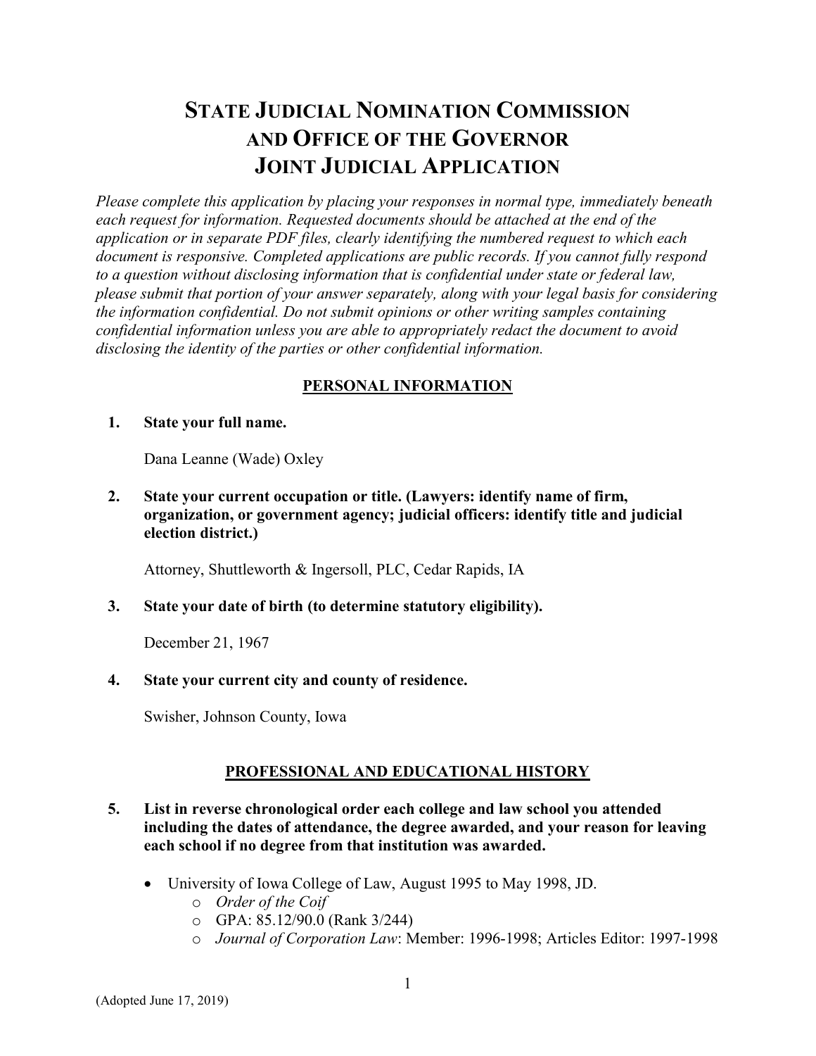# STATE JUDICIAL NOMINATION COMMISSION AND OFFICE OF THE GOVERNOR JOINT JUDICIAL APPLICATION

*Please complete this application by placing your responses in normal type, immediately beneath each request for information. Requested documents should be attached at the end of the application or in separate PDF files, clearly identifying the numbered request to which each document is responsive. Completed applications are public records. If you cannot fully respond to a question without disclosing information that is confidential under state or federal law, please submit that portion of your answer separately, along with your legal basis for considering the information confidential. Do not submit opinions or other writing samples containing confidential information unless you are able to appropriately redact the document to avoid disclosing the identity of the parties or other confidential information.*

## PERSONAL INFORMATION

1. **State your full name.**

   Dana Leanne (Wade) Oxley

2. **State your current occupation or title. (Lawyers: identify name of firm, organization, or government agency; judicial officers: identify title and judicial election district.)**

   Attorney, Shuttleworth & Ingersoll, PLC, Cedar Rapids, IA

3. **State your date of birth (to determine statutory eligibility).**

   December 21, 1967

4. **State your current city and county of residence.**

   Swisher, Johnson County, Iowa

## PROFESSIONAL AND EDUCATIONAL HISTORY

5. **List in reverse chronological order each college and law school you attended including the dates of attendance, the degree awarded, and your reason for leaving each school if no degree from that institution was awarded.**

   - University of Iowa College of Law, August 1995 to May 1998, JD.
     - *Order of the Coif*
     - GPA: 85.12/90.0 (Rank 3/244)
     - *Journal of Corporation Law*: Member: 1996-1998; Articles Editor: 1997-1998

(Adopted June 17, 2019)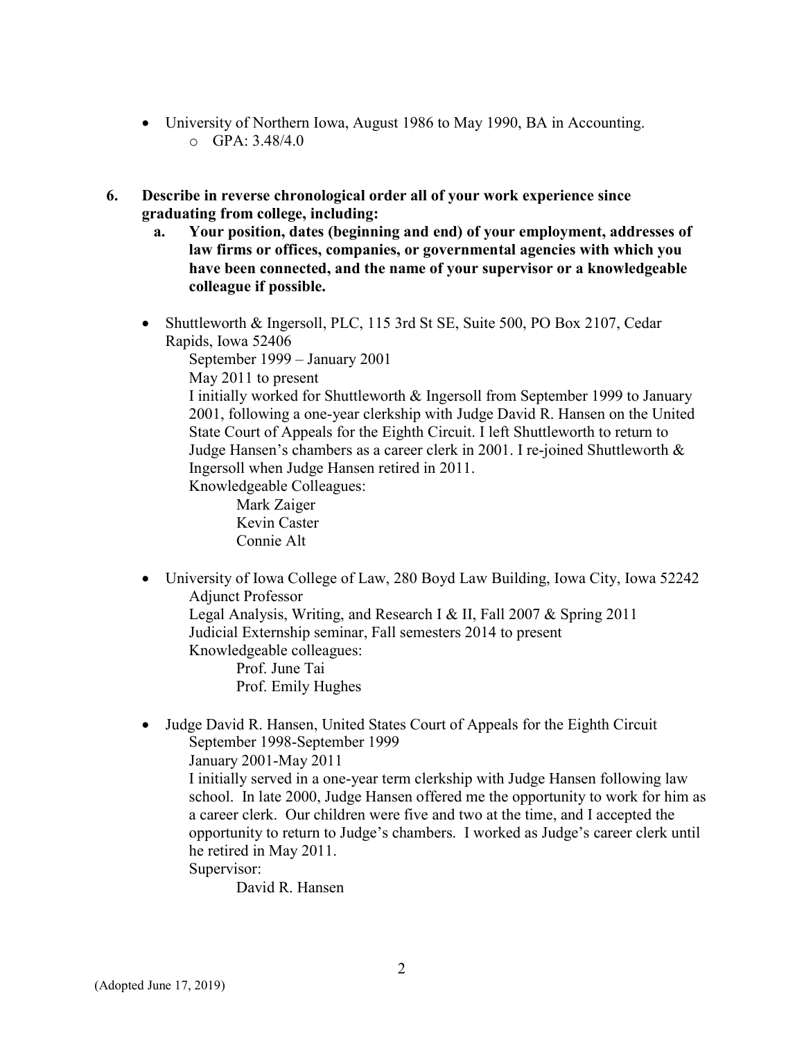- University of Northern Iowa, August 1986 to May 1990, BA in Accounting.
  - GPA: 3.48/4.0

**6. Describe in reverse chronological order all of your work experience since graduating from college, including:**

   **a. Your position, dates (beginning and end) of your employment, addresses of law firms or offices, companies, or governmental agencies with which you have been connected, and the name of your supervisor or a knowledgeable colleague if possible.**

- Shuttleworth & Ingersoll, PLC, 115 3rd St SE, Suite 500, PO Box 2107, Cedar Rapids, Iowa 52406
  September 1999 – January 2001
  May 2011 to present
  I initially worked for Shuttleworth & Ingersoll from September 1999 to January 2001, following a one-year clerkship with Judge David R. Hansen on the United State Court of Appeals for the Eighth Circuit. I left Shuttleworth to return to Judge Hansen's chambers as a career clerk in 2001. I re-joined Shuttleworth & Ingersoll when Judge Hansen retired in 2011.
  Knowledgeable Colleagues:
  Mark Zaiger
  Kevin Caster
  Connie Alt

- University of Iowa College of Law, 280 Boyd Law Building, Iowa City, Iowa 52242
  Adjunct Professor
  Legal Analysis, Writing, and Research I & II, Fall 2007 & Spring 2011
  Judicial Externship seminar, Fall semesters 2014 to present
  Knowledgeable colleagues:
  Prof. June Tai
  Prof. Emily Hughes

- Judge David R. Hansen, United States Court of Appeals for the Eighth Circuit
  September 1998-September 1999
  January 2001-May 2011
  I initially served in a one-year term clerkship with Judge Hansen following law school. In late 2000, Judge Hansen offered me the opportunity to work for him as a career clerk. Our children were five and two at the time, and I accepted the opportunity to return to Judge's chambers. I worked as Judge's career clerk until he retired in May 2011.
  Supervisor:
  David R. Hansen

(Adopted June 17, 2019)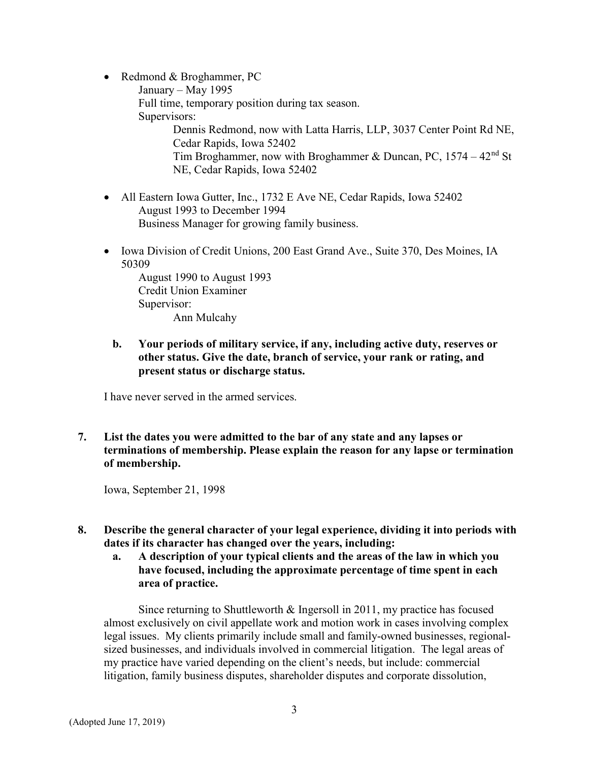- Redmond & Broghammer, PC
  January – May 1995
  Full time, temporary position during tax season.
  Supervisors:
  Dennis Redmond, now with Latta Harris, LLP, 3037 Center Point Rd NE, Cedar Rapids, Iowa 52402
  Tim Broghammer, now with Broghammer & Duncan, PC, 1574 – 42nd St NE, Cedar Rapids, Iowa 52402

- All Eastern Iowa Gutter, Inc., 1732 E Ave NE, Cedar Rapids, Iowa 52402
  August 1993 to December 1994
  Business Manager for growing family business.

- Iowa Division of Credit Unions, 200 East Grand Ave., Suite 370, Des Moines, IA 50309
  August 1990 to August 1993
  Credit Union Examiner
  Supervisor:
  Ann Mulcahy

**b. Your periods of military service, if any, including active duty, reserves or other status. Give the date, branch of service, your rank or rating, and present status or discharge status.**

I have never served in the armed services.

**7. List the dates you were admitted to the bar of any state and any lapses or terminations of membership. Please explain the reason for any lapse or termination of membership.**

Iowa, September 21, 1998

**8. Describe the general character of your legal experience, dividing it into periods with dates if its character has changed over the years, including:**

**a. A description of your typical clients and the areas of the law in which you have focused, including the approximate percentage of time spent in each area of practice.**

Since returning to Shuttleworth & Ingersoll in 2011, my practice has focused almost exclusively on civil appellate work and motion work in cases involving complex legal issues. My clients primarily include small and family-owned businesses, regional-sized businesses, and individuals involved in commercial litigation. The legal areas of my practice have varied depending on the client's needs, but include: commercial litigation, family business disputes, shareholder disputes and corporate dissolution,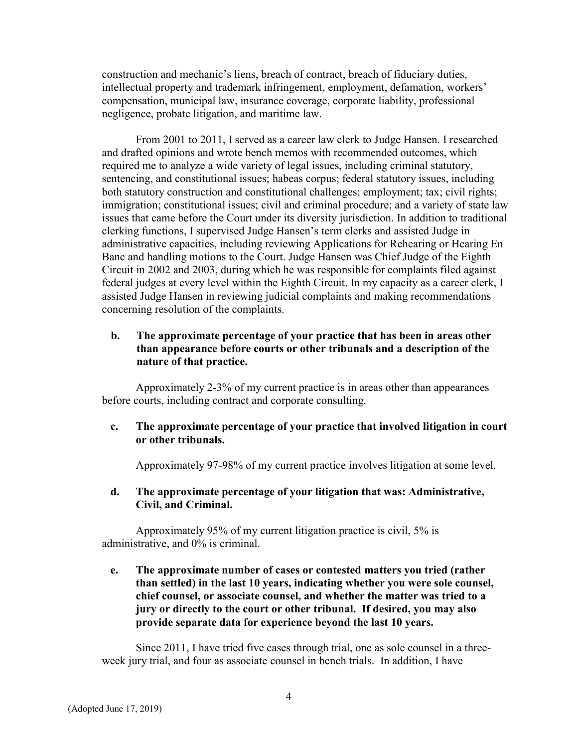construction and mechanic's liens, breach of contract, breach of fiduciary duties, intellectual property and trademark infringement, employment, defamation, workers' compensation, municipal law, insurance coverage, corporate liability, professional negligence, probate litigation, and maritime law.

From 2001 to 2011, I served as a career law clerk to Judge Hansen. I researched and drafted opinions and wrote bench memos with recommended outcomes, which required me to analyze a wide variety of legal issues, including criminal statutory, sentencing, and constitutional issues; habeas corpus; federal statutory issues, including both statutory construction and constitutional challenges; employment; tax; civil rights; immigration; constitutional issues; civil and criminal procedure; and a variety of state law issues that came before the Court under its diversity jurisdiction. In addition to traditional clerking functions, I supervised Judge Hansen's term clerks and assisted Judge in administrative capacities, including reviewing Applications for Rehearing or Hearing En Banc and handling motions to the Court. Judge Hansen was Chief Judge of the Eighth Circuit in 2002 and 2003, during which he was responsible for complaints filed against federal judges at every level within the Eighth Circuit. In my capacity as a career clerk, I assisted Judge Hansen in reviewing judicial complaints and making recommendations concerning resolution of the complaints.

**b. The approximate percentage of your practice that has been in areas other than appearance before courts or other tribunals and a description of the nature of that practice.**

Approximately 2-3% of my current practice is in areas other than appearances before courts, including contract and corporate consulting.

**c. The approximate percentage of your practice that involved litigation in court or other tribunals.**

Approximately 97-98% of my current practice involves litigation at some level.

**d. The approximate percentage of your litigation that was: Administrative, Civil, and Criminal.**

Approximately 95% of my current litigation practice is civil, 5% is administrative, and 0% is criminal.

**e. The approximate number of cases or contested matters you tried (rather than settled) in the last 10 years, indicating whether you were sole counsel, chief counsel, or associate counsel, and whether the matter was tried to a jury or directly to the court or other tribunal. If desired, you may also provide separate data for experience beyond the last 10 years.**

Since 2011, I have tried five cases through trial, one as sole counsel in a three-week jury trial, and four as associate counsel in bench trials. In addition, I have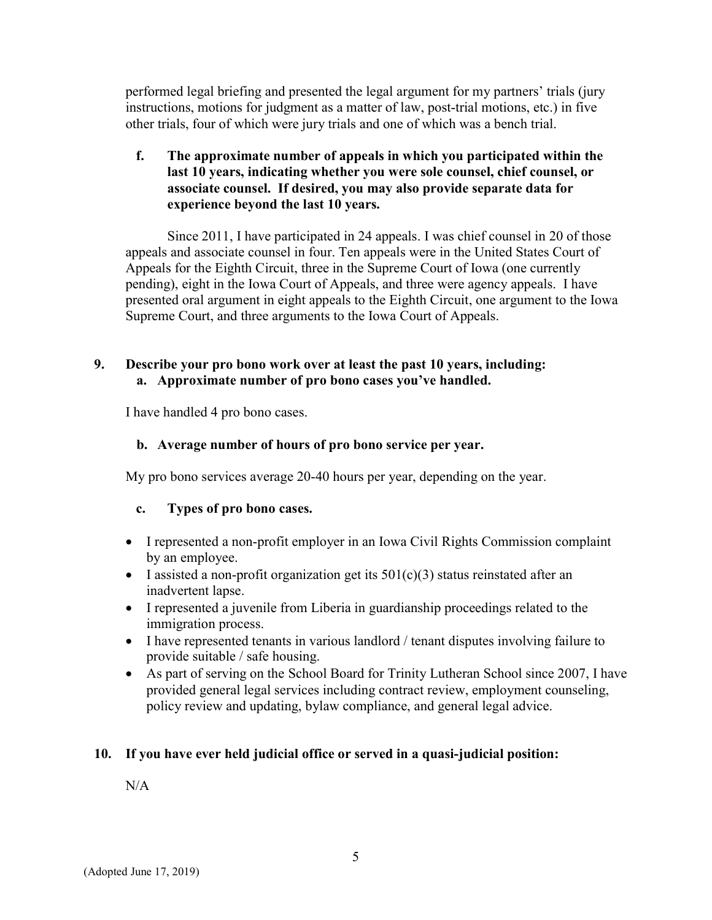performed legal briefing and presented the legal argument for my partners' trials (jury instructions, motions for judgment as a matter of law, post-trial motions, etc.) in five other trials, four of which were jury trials and one of which was a bench trial.

**f. The approximate number of appeals in which you participated within the last 10 years, indicating whether you were sole counsel, chief counsel, or associate counsel. If desired, you may also provide separate data for experience beyond the last 10 years.**

Since 2011, I have participated in 24 appeals. I was chief counsel in 20 of those appeals and associate counsel in four. Ten appeals were in the United States Court of Appeals for the Eighth Circuit, three in the Supreme Court of Iowa (one currently pending), eight in the Iowa Court of Appeals, and three were agency appeals. I have presented oral argument in eight appeals to the Eighth Circuit, one argument to the Iowa Supreme Court, and three arguments to the Iowa Court of Appeals.

**9. Describe your pro bono work over at least the past 10 years, including:**

**a. Approximate number of pro bono cases you've handled.**

I have handled 4 pro bono cases.

**b. Average number of hours of pro bono service per year.**

My pro bono services average 20-40 hours per year, depending on the year.

**c. Types of pro bono cases.**

- I represented a non-profit employer in an Iowa Civil Rights Commission complaint by an employee.
- I assisted a non-profit organization get its 501(c)(3) status reinstated after an inadvertent lapse.
- I represented a juvenile from Liberia in guardianship proceedings related to the immigration process.
- I have represented tenants in various landlord / tenant disputes involving failure to provide suitable / safe housing.
- As part of serving on the School Board for Trinity Lutheran School since 2007, I have provided general legal services including contract review, employment counseling, policy review and updating, bylaw compliance, and general legal advice.

**10. If you have ever held judicial office or served in a quasi-judicial position:**

N/A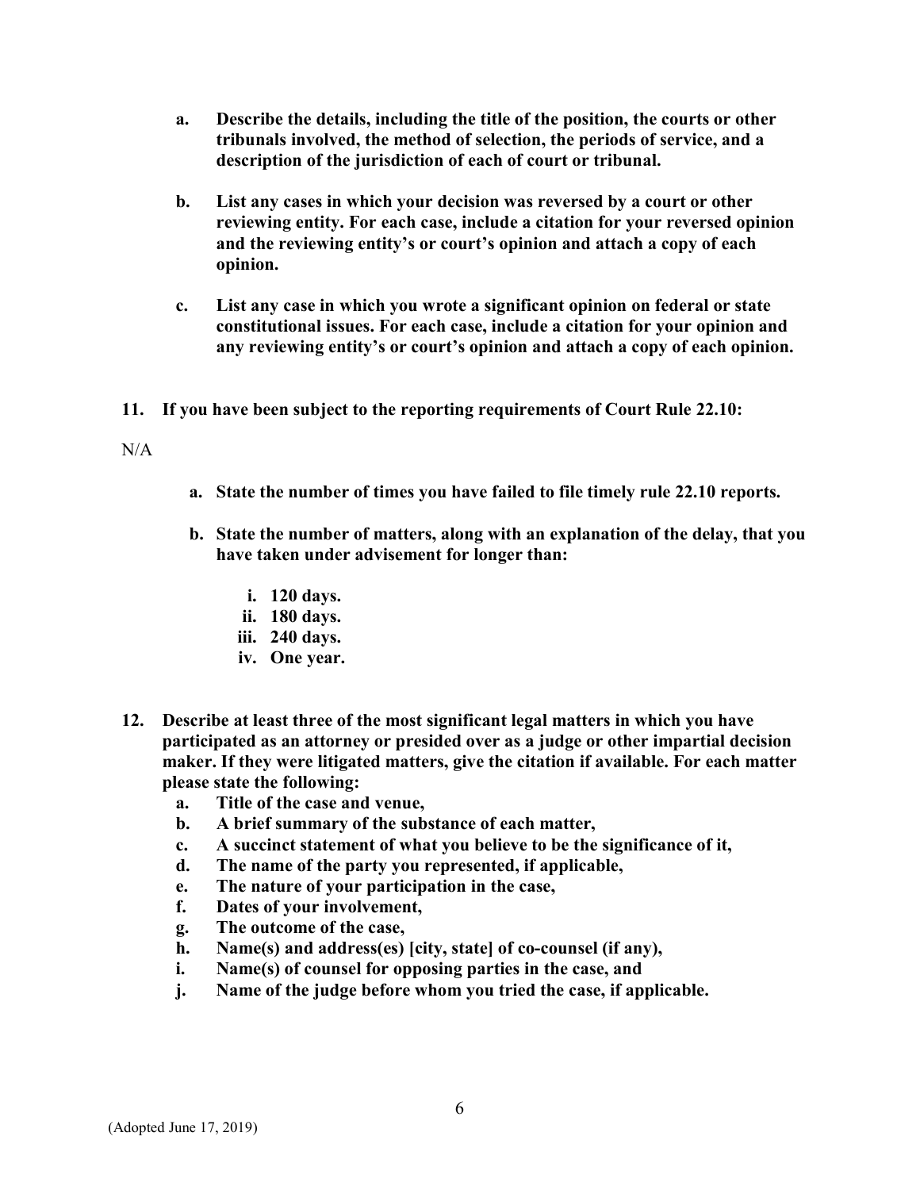**a. Describe the details, including the title of the position, the courts or other tribunals involved, the method of selection, the periods of service, and a description of the jurisdiction of each of court or tribunal.**

**b. List any cases in which your decision was reversed by a court or other reviewing entity. For each case, include a citation for your reversed opinion and the reviewing entity's or court's opinion and attach a copy of each opinion.**

**c. List any case in which you wrote a significant opinion on federal or state constitutional issues. For each case, include a citation for your opinion and any reviewing entity's or court's opinion and attach a copy of each opinion.**

**11. If you have been subject to the reporting requirements of Court Rule 22.10:**

N/A

**a. State the number of times you have failed to file timely rule 22.10 reports.**

**b. State the number of matters, along with an explanation of the delay, that you have taken under advisement for longer than:**

**i. 120 days.**
**ii. 180 days.**
**iii. 240 days.**
**iv. One year.**

**12. Describe at least three of the most significant legal matters in which you have participated as an attorney or presided over as a judge or other impartial decision maker. If they were litigated matters, give the citation if available. For each matter please state the following:**

**a. Title of the case and venue,**
**b. A brief summary of the substance of each matter,**
**c. A succinct statement of what you believe to be the significance of it,**
**d. The name of the party you represented, if applicable,**
**e. The nature of your participation in the case,**
**f. Dates of your involvement,**
**g. The outcome of the case,**
**h. Name(s) and address(es) [city, state] of co-counsel (if any),**
**i. Name(s) of counsel for opposing parties in the case, and**
**j. Name of the judge before whom you tried the case, if applicable.**

(Adopted June 17, 2019)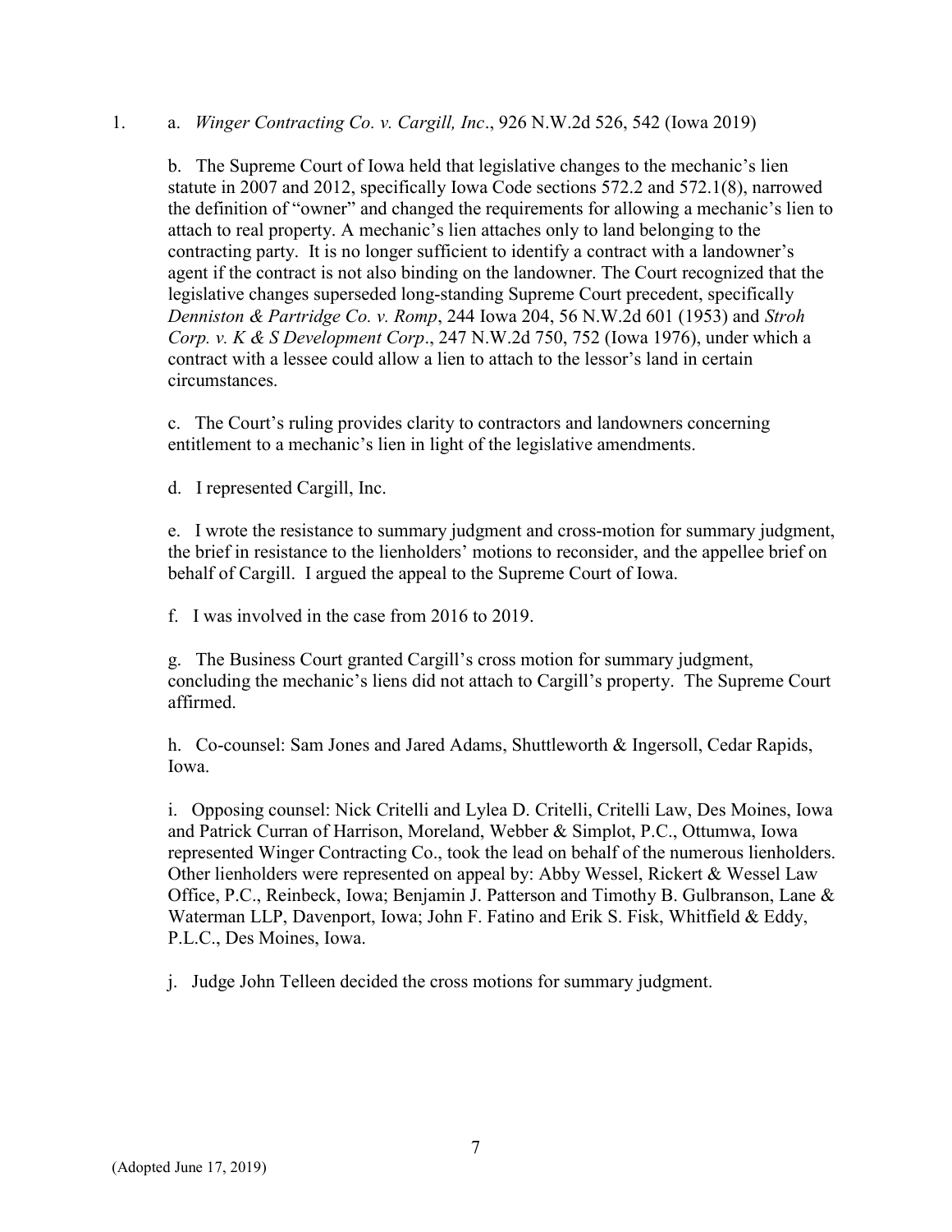1. a. *Winger Contracting Co. v. Cargill, Inc*., 926 N.W.2d 526, 542 (Iowa 2019)

   b. The Supreme Court of Iowa held that legislative changes to the mechanic's lien statute in 2007 and 2012, specifically Iowa Code sections 572.2 and 572.1(8), narrowed the definition of "owner" and changed the requirements for allowing a mechanic's lien to attach to real property. A mechanic's lien attaches only to land belonging to the contracting party. It is no longer sufficient to identify a contract with a landowner's agent if the contract is not also binding on the landowner. The Court recognized that the legislative changes superseded long-standing Supreme Court precedent, specifically *Denniston & Partridge Co. v. Romp*, 244 Iowa 204, 56 N.W.2d 601 (1953) and *Stroh Corp. v. K & S Development Corp*., 247 N.W.2d 750, 752 (Iowa 1976), under which a contract with a lessee could allow a lien to attach to the lessor's land in certain circumstances.

   c. The Court's ruling provides clarity to contractors and landowners concerning entitlement to a mechanic's lien in light of the legislative amendments.

   d. I represented Cargill, Inc.

   e. I wrote the resistance to summary judgment and cross-motion for summary judgment, the brief in resistance to the lienholders' motions to reconsider, and the appellee brief on behalf of Cargill. I argued the appeal to the Supreme Court of Iowa.

   f. I was involved in the case from 2016 to 2019.

   g. The Business Court granted Cargill's cross motion for summary judgment, concluding the mechanic's liens did not attach to Cargill's property. The Supreme Court affirmed.

   h. Co-counsel: Sam Jones and Jared Adams, Shuttleworth & Ingersoll, Cedar Rapids, Iowa.

   i. Opposing counsel: Nick Critelli and Lylea D. Critelli, Critelli Law, Des Moines, Iowa and Patrick Curran of Harrison, Moreland, Webber & Simplot, P.C., Ottumwa, Iowa represented Winger Contracting Co., took the lead on behalf of the numerous lienholders. Other lienholders were represented on appeal by: Abby Wessel, Rickert & Wessel Law Office, P.C., Reinbeck, Iowa; Benjamin J. Patterson and Timothy B. Gulbranson, Lane & Waterman LLP, Davenport, Iowa; John F. Fatino and Erik S. Fisk, Whitfield & Eddy, P.L.C., Des Moines, Iowa.

   j. Judge John Telleen decided the cross motions for summary judgment.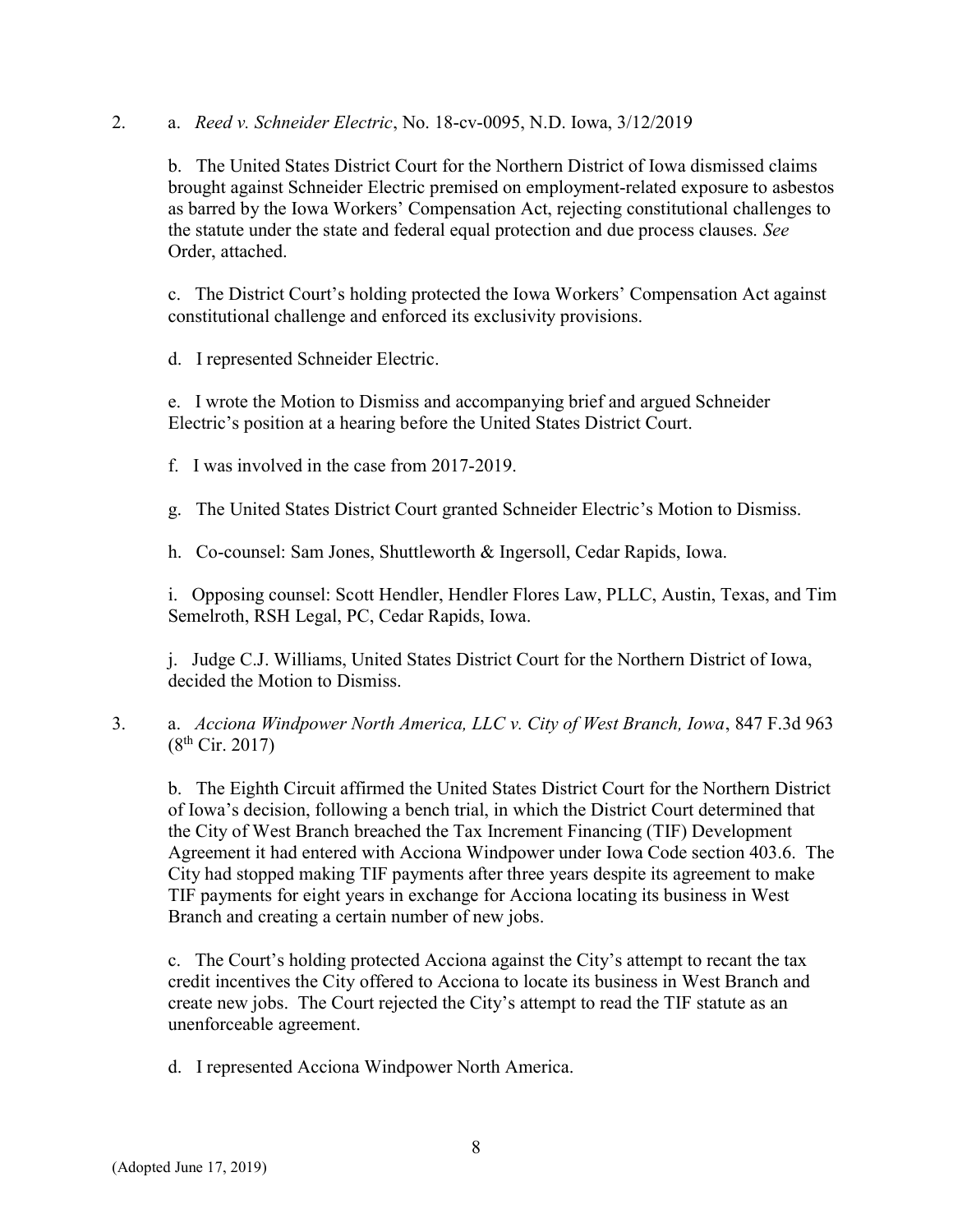2. a. *Reed v. Schneider Electric*, No. 18-cv-0095, N.D. Iowa, 3/12/2019

   b. The United States District Court for the Northern District of Iowa dismissed claims brought against Schneider Electric premised on employment-related exposure to asbestos as barred by the Iowa Workers' Compensation Act, rejecting constitutional challenges to the statute under the state and federal equal protection and due process clauses. *See* Order, attached.

   c. The District Court's holding protected the Iowa Workers' Compensation Act against constitutional challenge and enforced its exclusivity provisions.

   d. I represented Schneider Electric.

   e. I wrote the Motion to Dismiss and accompanying brief and argued Schneider Electric's position at a hearing before the United States District Court.

   f. I was involved in the case from 2017-2019.

   g. The United States District Court granted Schneider Electric's Motion to Dismiss.

   h. Co-counsel: Sam Jones, Shuttleworth & Ingersoll, Cedar Rapids, Iowa.

   i. Opposing counsel: Scott Hendler, Hendler Flores Law, PLLC, Austin, Texas, and Tim Semelroth, RSH Legal, PC, Cedar Rapids, Iowa.

   j. Judge C.J. Williams, United States District Court for the Northern District of Iowa, decided the Motion to Dismiss.

3. a. *Acciona Windpower North America, LLC v. City of West Branch, Iowa*, 847 F.3d 963 (8th Cir. 2017)

   b. The Eighth Circuit affirmed the United States District Court for the Northern District of Iowa's decision, following a bench trial, in which the District Court determined that the City of West Branch breached the Tax Increment Financing (TIF) Development Agreement it had entered with Acciona Windpower under Iowa Code section 403.6. The City had stopped making TIF payments after three years despite its agreement to make TIF payments for eight years in exchange for Acciona locating its business in West Branch and creating a certain number of new jobs.

   c. The Court's holding protected Acciona against the City's attempt to recant the tax credit incentives the City offered to Acciona to locate its business in West Branch and create new jobs. The Court rejected the City's attempt to read the TIF statute as an unenforceable agreement.

   d. I represented Acciona Windpower North America.

(Adopted June 17, 2019)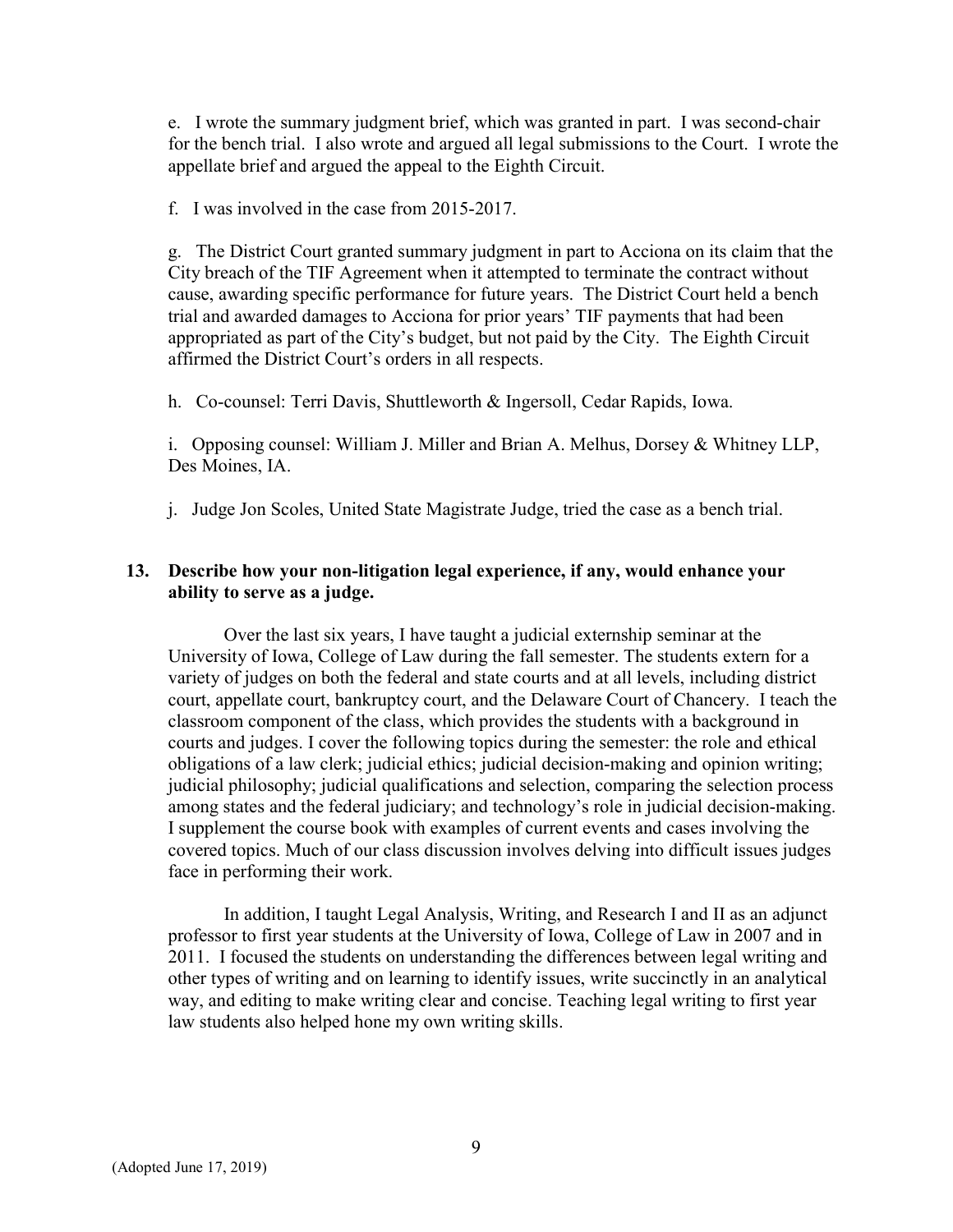e. I wrote the summary judgment brief, which was granted in part. I was second-chair for the bench trial. I also wrote and argued all legal submissions to the Court. I wrote the appellate brief and argued the appeal to the Eighth Circuit.

f. I was involved in the case from 2015-2017.

g. The District Court granted summary judgment in part to Acciona on its claim that the City breach of the TIF Agreement when it attempted to terminate the contract without cause, awarding specific performance for future years. The District Court held a bench trial and awarded damages to Acciona for prior years' TIF payments that had been appropriated as part of the City's budget, but not paid by the City. The Eighth Circuit affirmed the District Court's orders in all respects.

h. Co-counsel: Terri Davis, Shuttleworth & Ingersoll, Cedar Rapids, Iowa.

i. Opposing counsel: William J. Miller and Brian A. Melhus, Dorsey & Whitney LLP, Des Moines, IA.

j. Judge Jon Scoles, United State Magistrate Judge, tried the case as a bench trial.

**13. Describe how your non-litigation legal experience, if any, would enhance your ability to serve as a judge.**

Over the last six years, I have taught a judicial externship seminar at the University of Iowa, College of Law during the fall semester. The students extern for a variety of judges on both the federal and state courts and at all levels, including district court, appellate court, bankruptcy court, and the Delaware Court of Chancery. I teach the classroom component of the class, which provides the students with a background in courts and judges. I cover the following topics during the semester: the role and ethical obligations of a law clerk; judicial ethics; judicial decision-making and opinion writing; judicial philosophy; judicial qualifications and selection, comparing the selection process among states and the federal judiciary; and technology's role in judicial decision-making. I supplement the course book with examples of current events and cases involving the covered topics. Much of our class discussion involves delving into difficult issues judges face in performing their work.

In addition, I taught Legal Analysis, Writing, and Research I and II as an adjunct professor to first year students at the University of Iowa, College of Law in 2007 and in 2011. I focused the students on understanding the differences between legal writing and other types of writing and on learning to identify issues, write succinctly in an analytical way, and editing to make writing clear and concise. Teaching legal writing to first year law students also helped hone my own writing skills.

(Adopted June 17, 2019)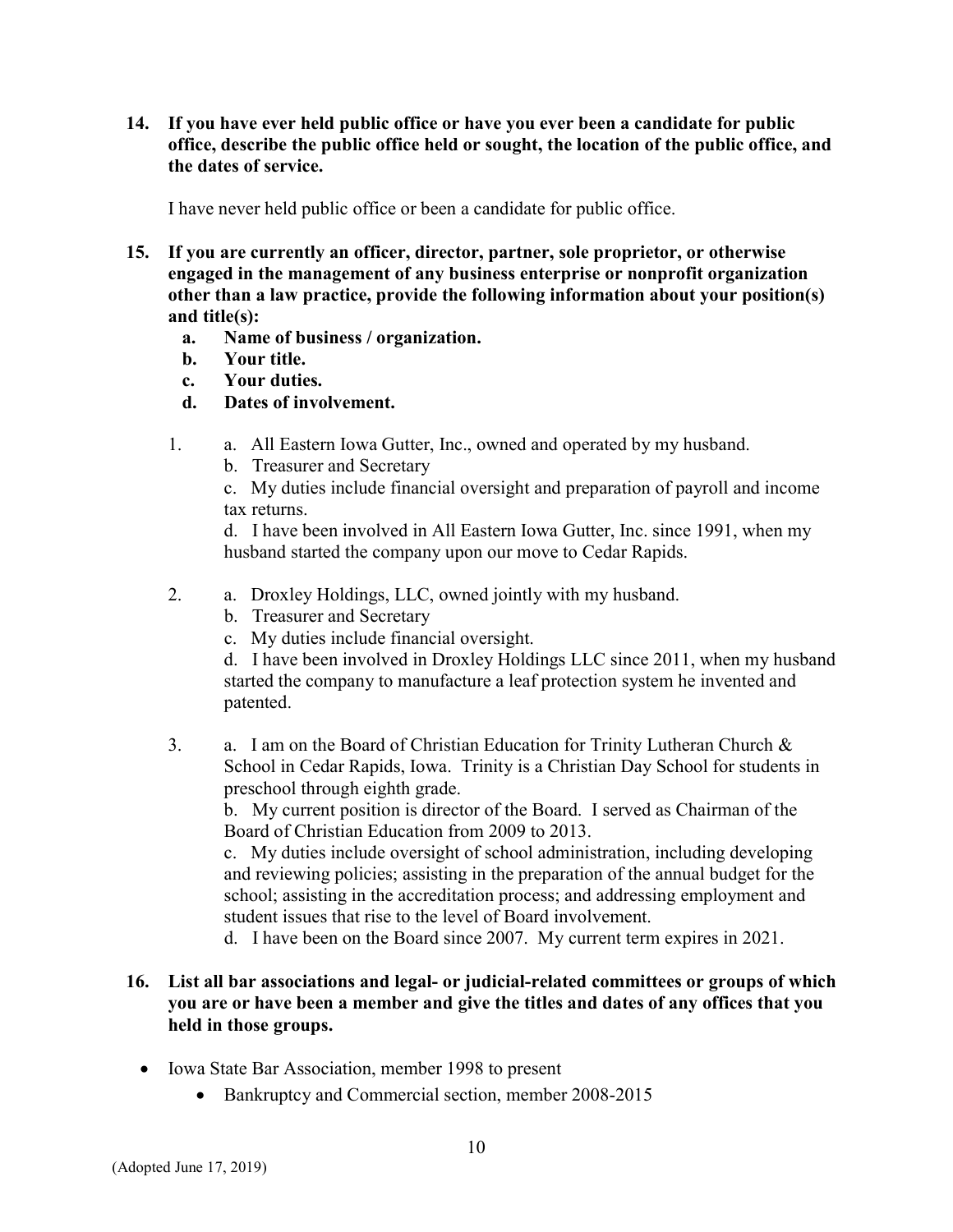**14. If you have ever held public office or have you ever been a candidate for public office, describe the public office held or sought, the location of the public office, and the dates of service.**

I have never held public office or been a candidate for public office.

**15. If you are currently an officer, director, partner, sole proprietor, or otherwise engaged in the management of any business enterprise or nonprofit organization other than a law practice, provide the following information about your position(s) and title(s):**

- **a. Name of business / organization.**
- **b. Your title.**
- **c. Your duties.**
- **d. Dates of involvement.**

1. a. All Eastern Iowa Gutter, Inc., owned and operated by my husband.

   b. Treasurer and Secretary

   c. My duties include financial oversight and preparation of payroll and income tax returns.

   d. I have been involved in All Eastern Iowa Gutter, Inc. since 1991, when my husband started the company upon our move to Cedar Rapids.

2. a. Droxley Holdings, LLC, owned jointly with my husband.

   b. Treasurer and Secretary

   c. My duties include financial oversight.

   d. I have been involved in Droxley Holdings LLC since 2011, when my husband started the company to manufacture a leaf protection system he invented and patented.

3. a. I am on the Board of Christian Education for Trinity Lutheran Church & School in Cedar Rapids, Iowa. Trinity is a Christian Day School for students in preschool through eighth grade.

   b. My current position is director of the Board. I served as Chairman of the Board of Christian Education from 2009 to 2013.

   c. My duties include oversight of school administration, including developing and reviewing policies; assisting in the preparation of the annual budget for the school; assisting in the accreditation process; and addressing employment and student issues that rise to the level of Board involvement.

   d. I have been on the Board since 2007. My current term expires in 2021.

**16. List all bar associations and legal- or judicial-related committees or groups of which you are or have been a member and give the titles and dates of any offices that you held in those groups.**

- Iowa State Bar Association, member 1998 to present
  - Bankruptcy and Commercial section, member 2008-2015

(Adopted June 17, 2019)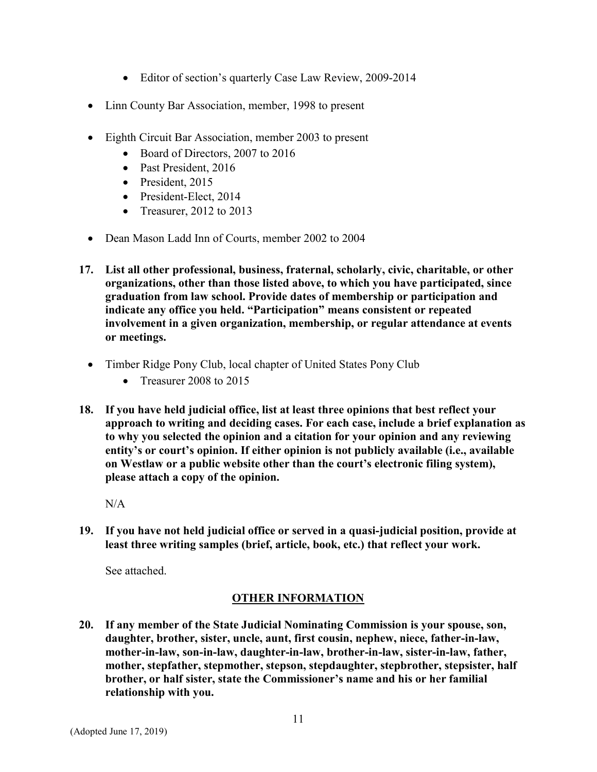- Editor of section's quarterly Case Law Review, 2009-2014

- Linn County Bar Association, member, 1998 to present

- Eighth Circuit Bar Association, member 2003 to present
    - Board of Directors, 2007 to 2016
    - Past President, 2016
    - President, 2015
    - President-Elect, 2014
    - Treasurer, 2012 to 2013

- Dean Mason Ladd Inn of Courts, member 2002 to 2004

**17. List all other professional, business, fraternal, scholarly, civic, charitable, or other organizations, other than those listed above, to which you have participated, since graduation from law school. Provide dates of membership or participation and indicate any office you held. "Participation" means consistent or repeated involvement in a given organization, membership, or regular attendance at events or meetings.**

- Timber Ridge Pony Club, local chapter of United States Pony Club
    - Treasurer 2008 to 2015

**18. If you have held judicial office, list at least three opinions that best reflect your approach to writing and deciding cases. For each case, include a brief explanation as to why you selected the opinion and a citation for your opinion and any reviewing entity's or court's opinion. If either opinion is not publicly available (i.e., available on Westlaw or a public website other than the court's electronic filing system), please attach a copy of the opinion.**

N/A

**19. If you have not held judicial office or served in a quasi-judicial position, provide at least three writing samples (brief, article, book, etc.) that reflect your work.**

See attached.

## OTHER INFORMATION

**20. If any member of the State Judicial Nominating Commission is your spouse, son, daughter, brother, sister, uncle, aunt, first cousin, nephew, niece, father-in-law, mother-in-law, son-in-law, daughter-in-law, brother-in-law, sister-in-law, father, mother, stepfather, stepmother, stepson, stepdaughter, stepbrother, stepsister, half brother, or half sister, state the Commissioner's name and his or her familial relationship with you.**

(Adopted June 17, 2019)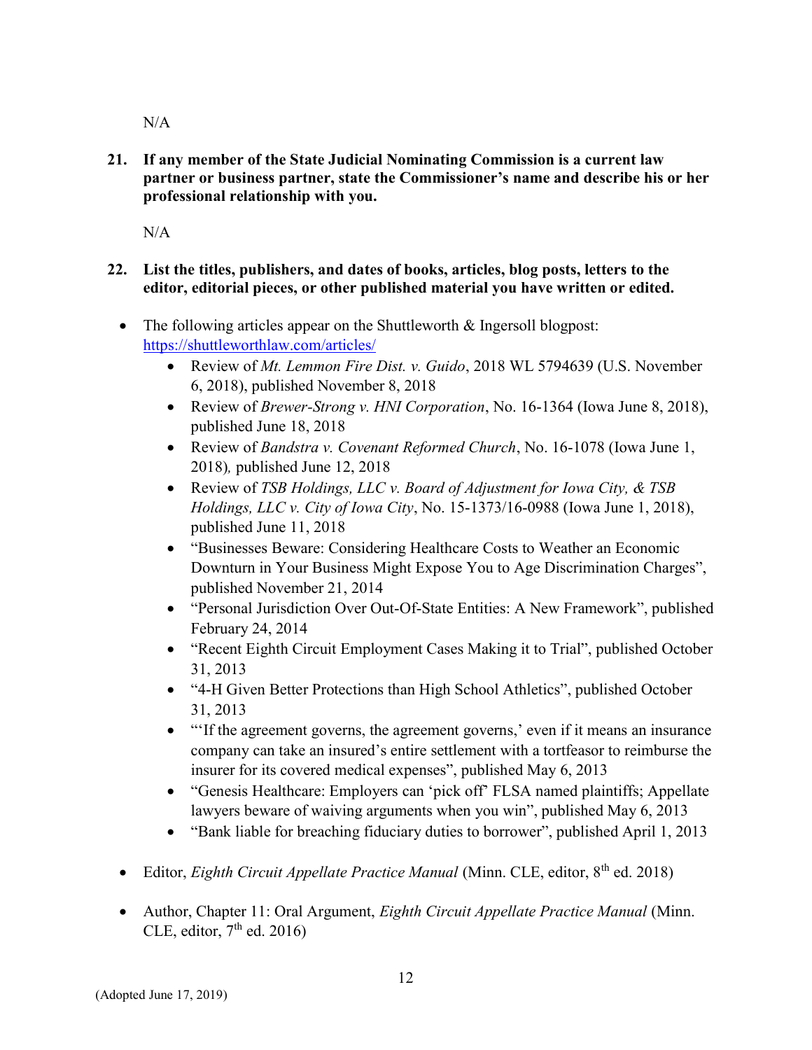N/A

**21. If any member of the State Judicial Nominating Commission is a current law partner or business partner, state the Commissioner's name and describe his or her professional relationship with you.**

N/A

**22. List the titles, publishers, and dates of books, articles, blog posts, letters to the editor, editorial pieces, or other published material you have written or edited.**

- The following articles appear on the Shuttleworth & Ingersoll blogpost: https://shuttleworthlaw.com/articles/
  - Review of *Mt. Lemmon Fire Dist. v. Guido*, 2018 WL 5794639 (U.S. November 6, 2018), published November 8, 2018
  - Review of *Brewer-Strong v. HNI Corporation*, No. 16-1364 (Iowa June 8, 2018), published June 18, 2018
  - Review of *Bandstra v. Covenant Reformed Church*, No. 16-1078 (Iowa June 1, 2018), published June 12, 2018
  - Review of *TSB Holdings, LLC v. Board of Adjustment for Iowa City, & TSB Holdings, LLC v. City of Iowa City*, No. 15-1373/16-0988 (Iowa June 1, 2018), published June 11, 2018
  - "Businesses Beware: Considering Healthcare Costs to Weather an Economic Downturn in Your Business Might Expose You to Age Discrimination Charges", published November 21, 2014
  - "Personal Jurisdiction Over Out-Of-State Entities: A New Framework", published February 24, 2014
  - "Recent Eighth Circuit Employment Cases Making it to Trial", published October 31, 2013
  - "4-H Given Better Protections than High School Athletics", published October 31, 2013
  - "'If the agreement governs, the agreement governs,' even if it means an insurance company can take an insured's entire settlement with a tortfeasor to reimburse the insurer for its covered medical expenses", published May 6, 2013
  - "Genesis Healthcare: Employers can 'pick off' FLSA named plaintiffs; Appellate lawyers beware of waiving arguments when you win", published May 6, 2013
  - "Bank liable for breaching fiduciary duties to borrower", published April 1, 2013

- Editor, *Eighth Circuit Appellate Practice Manual* (Minn. CLE, editor, 8th ed. 2018)

- Author, Chapter 11: Oral Argument, *Eighth Circuit Appellate Practice Manual* (Minn. CLE, editor, 7th ed. 2016)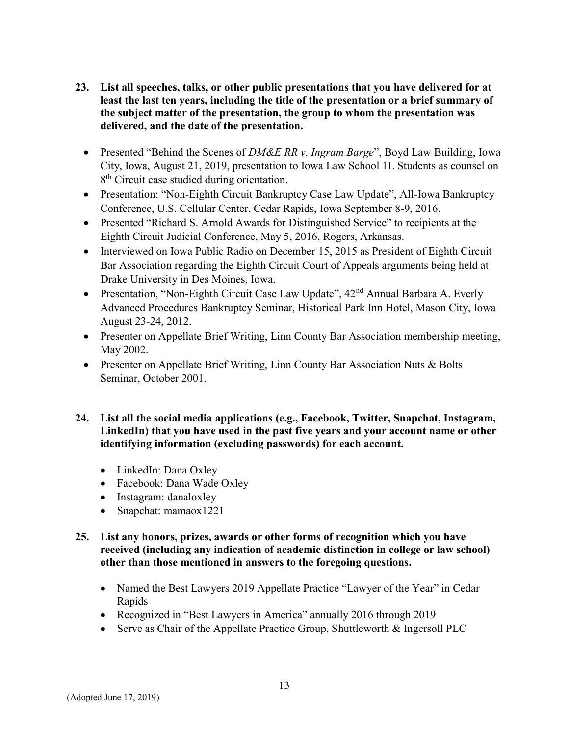**23. List all speeches, talks, or other public presentations that you have delivered for at least the last ten years, including the title of the presentation or a brief summary of the subject matter of the presentation, the group to whom the presentation was delivered, and the date of the presentation.**

- Presented "Behind the Scenes of *DM&E RR v. Ingram Barge*", Boyd Law Building, Iowa City, Iowa, August 21, 2019, presentation to Iowa Law School 1L Students as counsel on 8th Circuit case studied during orientation.
- Presentation: "Non-Eighth Circuit Bankruptcy Case Law Update", All-Iowa Bankruptcy Conference, U.S. Cellular Center, Cedar Rapids, Iowa September 8-9, 2016.
- Presented "Richard S. Arnold Awards for Distinguished Service" to recipients at the Eighth Circuit Judicial Conference, May 5, 2016, Rogers, Arkansas.
- Interviewed on Iowa Public Radio on December 15, 2015 as President of Eighth Circuit Bar Association regarding the Eighth Circuit Court of Appeals arguments being held at Drake University in Des Moines, Iowa.
- Presentation, "Non-Eighth Circuit Case Law Update", 42nd Annual Barbara A. Everly Advanced Procedures Bankruptcy Seminar, Historical Park Inn Hotel, Mason City, Iowa August 23-24, 2012.
- Presenter on Appellate Brief Writing, Linn County Bar Association membership meeting, May 2002.
- Presenter on Appellate Brief Writing, Linn County Bar Association Nuts & Bolts Seminar, October 2001.

**24. List all the social media applications (e.g., Facebook, Twitter, Snapchat, Instagram, LinkedIn) that you have used in the past five years and your account name or other identifying information (excluding passwords) for each account.**

- LinkedIn: Dana Oxley
- Facebook: Dana Wade Oxley
- Instagram: danaloxley
- Snapchat: mamaox1221

**25. List any honors, prizes, awards or other forms of recognition which you have received (including any indication of academic distinction in college or law school) other than those mentioned in answers to the foregoing questions.**

- Named the Best Lawyers 2019 Appellate Practice "Lawyer of the Year" in Cedar Rapids
- Recognized in "Best Lawyers in America" annually 2016 through 2019
- Serve as Chair of the Appellate Practice Group, Shuttleworth & Ingersoll PLC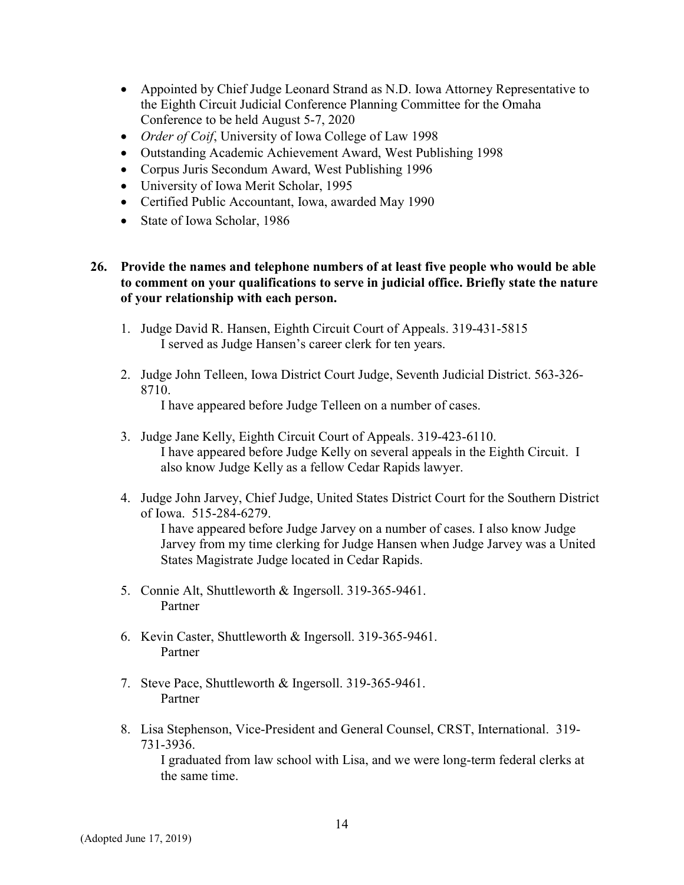- Appointed by Chief Judge Leonard Strand as N.D. Iowa Attorney Representative to the Eighth Circuit Judicial Conference Planning Committee for the Omaha Conference to be held August 5-7, 2020
- *Order of Coif*, University of Iowa College of Law 1998
- Outstanding Academic Achievement Award, West Publishing 1998
- Corpus Juris Secondum Award, West Publishing 1996
- University of Iowa Merit Scholar, 1995
- Certified Public Accountant, Iowa, awarded May 1990
- State of Iowa Scholar, 1986

**26. Provide the names and telephone numbers of at least five people who would be able to comment on your qualifications to serve in judicial office. Briefly state the nature of your relationship with each person.**

1. Judge David R. Hansen, Eighth Circuit Court of Appeals. 319-431-5815
   I served as Judge Hansen's career clerk for ten years.

2. Judge John Telleen, Iowa District Court Judge, Seventh Judicial District. 563-326-8710.
   I have appeared before Judge Telleen on a number of cases.

3. Judge Jane Kelly, Eighth Circuit Court of Appeals. 319-423-6110.
   I have appeared before Judge Kelly on several appeals in the Eighth Circuit. I also know Judge Kelly as a fellow Cedar Rapids lawyer.

4. Judge John Jarvey, Chief Judge, United States District Court for the Southern District of Iowa. 515-284-6279.
   I have appeared before Judge Jarvey on a number of cases. I also know Judge Jarvey from my time clerking for Judge Hansen when Judge Jarvey was a United States Magistrate Judge located in Cedar Rapids.

5. Connie Alt, Shuttleworth & Ingersoll. 319-365-9461.
   Partner

6. Kevin Caster, Shuttleworth & Ingersoll. 319-365-9461.
   Partner

7. Steve Pace, Shuttleworth & Ingersoll. 319-365-9461.
   Partner

8. Lisa Stephenson, Vice-President and General Counsel, CRST, International. 319-731-3936.
   I graduated from law school with Lisa, and we were long-term federal clerks at the same time.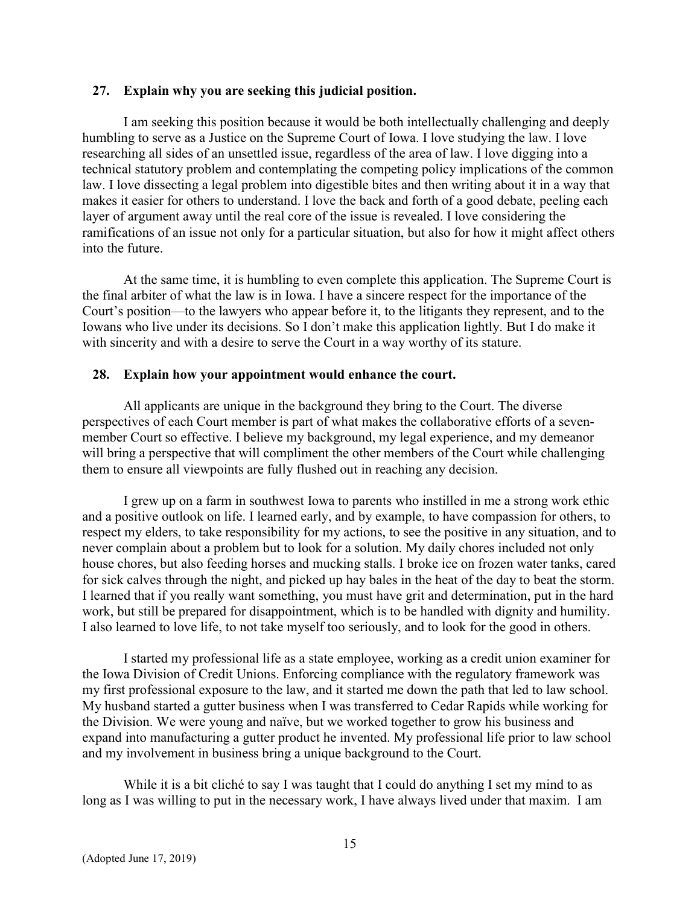**27. Explain why you are seeking this judicial position.**

I am seeking this position because it would be both intellectually challenging and deeply humbling to serve as a Justice on the Supreme Court of Iowa. I love studying the law. I love researching all sides of an unsettled issue, regardless of the area of law. I love digging into a technical statutory problem and contemplating the competing policy implications of the common law. I love dissecting a legal problem into digestible bites and then writing about it in a way that makes it easier for others to understand. I love the back and forth of a good debate, peeling each layer of argument away until the real core of the issue is revealed. I love considering the ramifications of an issue not only for a particular situation, but also for how it might affect others into the future.

At the same time, it is humbling to even complete this application. The Supreme Court is the final arbiter of what the law is in Iowa. I have a sincere respect for the importance of the Court's position—to the lawyers who appear before it, to the litigants they represent, and to the Iowans who live under its decisions. So I don't make this application lightly. But I do make it with sincerity and with a desire to serve the Court in a way worthy of its stature.

**28. Explain how your appointment would enhance the court.**

All applicants are unique in the background they bring to the Court. The diverse perspectives of each Court member is part of what makes the collaborative efforts of a seven-member Court so effective. I believe my background, my legal experience, and my demeanor will bring a perspective that will compliment the other members of the Court while challenging them to ensure all viewpoints are fully flushed out in reaching any decision.

I grew up on a farm in southwest Iowa to parents who instilled in me a strong work ethic and a positive outlook on life. I learned early, and by example, to have compassion for others, to respect my elders, to take responsibility for my actions, to see the positive in any situation, and to never complain about a problem but to look for a solution. My daily chores included not only house chores, but also feeding horses and mucking stalls. I broke ice on frozen water tanks, cared for sick calves through the night, and picked up hay bales in the heat of the day to beat the storm. I learned that if you really want something, you must have grit and determination, put in the hard work, but still be prepared for disappointment, which is to be handled with dignity and humility. I also learned to love life, to not take myself too seriously, and to look for the good in others.

I started my professional life as a state employee, working as a credit union examiner for the Iowa Division of Credit Unions. Enforcing compliance with the regulatory framework was my first professional exposure to the law, and it started me down the path that led to law school. My husband started a gutter business when I was transferred to Cedar Rapids while working for the Division. We were young and naïve, but we worked together to grow his business and expand into manufacturing a gutter product he invented. My professional life prior to law school and my involvement in business bring a unique background to the Court.

While it is a bit cliché to say I was taught that I could do anything I set my mind to as long as I was willing to put in the necessary work, I have always lived under that maxim. I am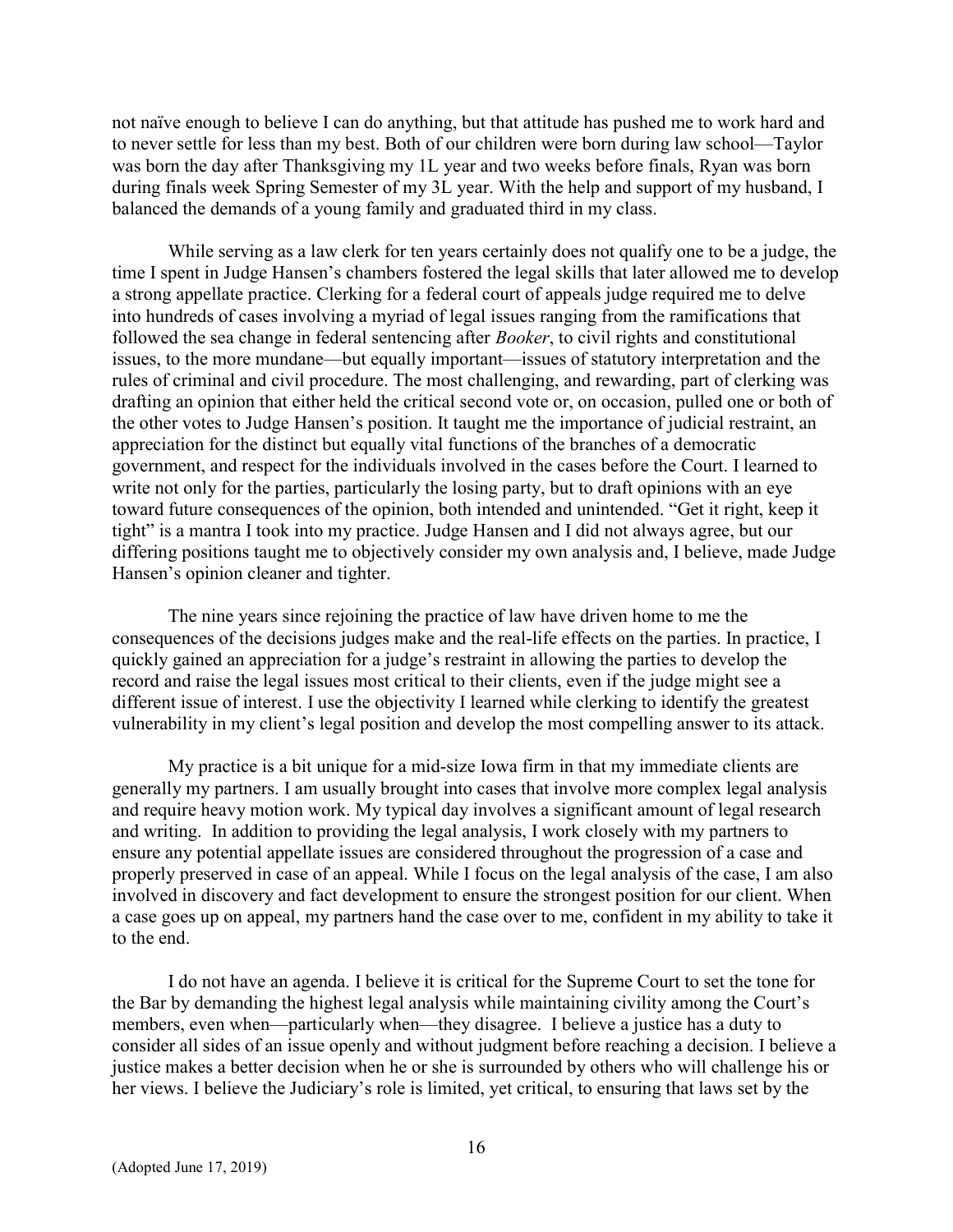not naïve enough to believe I can do anything, but that attitude has pushed me to work hard and to never settle for less than my best. Both of our children were born during law school—Taylor was born the day after Thanksgiving my 1L year and two weeks before finals, Ryan was born during finals week Spring Semester of my 3L year. With the help and support of my husband, I balanced the demands of a young family and graduated third in my class.

While serving as a law clerk for ten years certainly does not qualify one to be a judge, the time I spent in Judge Hansen's chambers fostered the legal skills that later allowed me to develop a strong appellate practice. Clerking for a federal court of appeals judge required me to delve into hundreds of cases involving a myriad of legal issues ranging from the ramifications that followed the sea change in federal sentencing after *Booker*, to civil rights and constitutional issues, to the more mundane—but equally important—issues of statutory interpretation and the rules of criminal and civil procedure. The most challenging, and rewarding, part of clerking was drafting an opinion that either held the critical second vote or, on occasion, pulled one or both of the other votes to Judge Hansen's position. It taught me the importance of judicial restraint, an appreciation for the distinct but equally vital functions of the branches of a democratic government, and respect for the individuals involved in the cases before the Court. I learned to write not only for the parties, particularly the losing party, but to draft opinions with an eye toward future consequences of the opinion, both intended and unintended. "Get it right, keep it tight" is a mantra I took into my practice. Judge Hansen and I did not always agree, but our differing positions taught me to objectively consider my own analysis and, I believe, made Judge Hansen's opinion cleaner and tighter.

The nine years since rejoining the practice of law have driven home to me the consequences of the decisions judges make and the real-life effects on the parties. In practice, I quickly gained an appreciation for a judge's restraint in allowing the parties to develop the record and raise the legal issues most critical to their clients, even if the judge might see a different issue of interest. I use the objectivity I learned while clerking to identify the greatest vulnerability in my client's legal position and develop the most compelling answer to its attack.

My practice is a bit unique for a mid-size Iowa firm in that my immediate clients are generally my partners. I am usually brought into cases that involve more complex legal analysis and require heavy motion work. My typical day involves a significant amount of legal research and writing. In addition to providing the legal analysis, I work closely with my partners to ensure any potential appellate issues are considered throughout the progression of a case and properly preserved in case of an appeal. While I focus on the legal analysis of the case, I am also involved in discovery and fact development to ensure the strongest position for our client. When a case goes up on appeal, my partners hand the case over to me, confident in my ability to take it to the end.

I do not have an agenda. I believe it is critical for the Supreme Court to set the tone for the Bar by demanding the highest legal analysis while maintaining civility among the Court's members, even when—particularly when—they disagree. I believe a justice has a duty to consider all sides of an issue openly and without judgment before reaching a decision. I believe a justice makes a better decision when he or she is surrounded by others who will challenge his or her views. I believe the Judiciary's role is limited, yet critical, to ensuring that laws set by the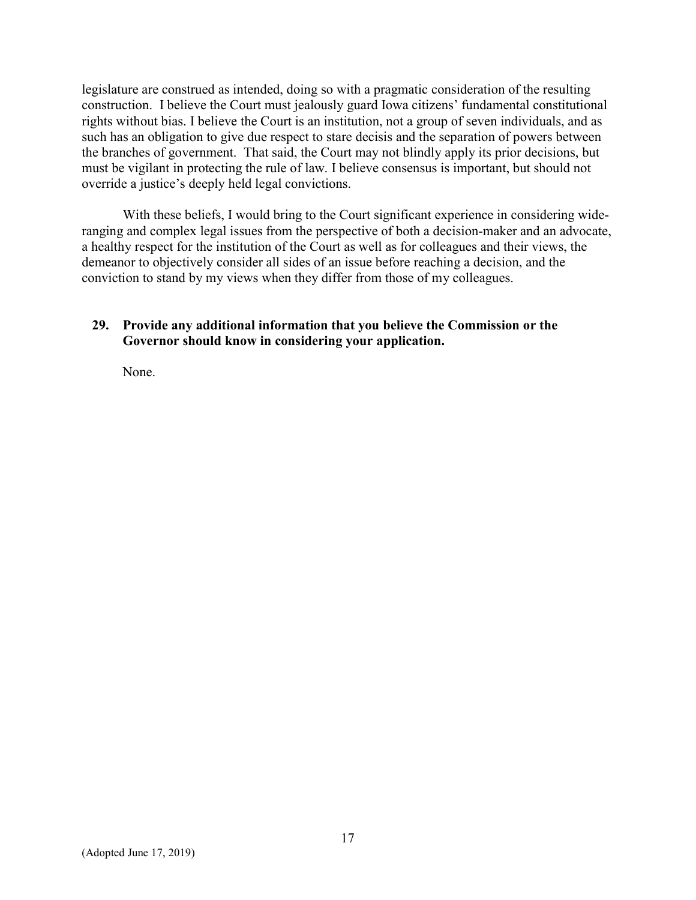legislature are construed as intended, doing so with a pragmatic consideration of the resulting construction. I believe the Court must jealously guard Iowa citizens' fundamental constitutional rights without bias. I believe the Court is an institution, not a group of seven individuals, and as such has an obligation to give due respect to stare decisis and the separation of powers between the branches of government. That said, the Court may not blindly apply its prior decisions, but must be vigilant in protecting the rule of law. I believe consensus is important, but should not override a justice's deeply held legal convictions.

With these beliefs, I would bring to the Court significant experience in considering wide-ranging and complex legal issues from the perspective of both a decision-maker and an advocate, a healthy respect for the institution of the Court as well as for colleagues and their views, the demeanor to objectively consider all sides of an issue before reaching a decision, and the conviction to stand by my views when they differ from those of my colleagues.

**29. Provide any additional information that you believe the Commission or the Governor should know in considering your application.**

None.

(Adopted June 17, 2019)